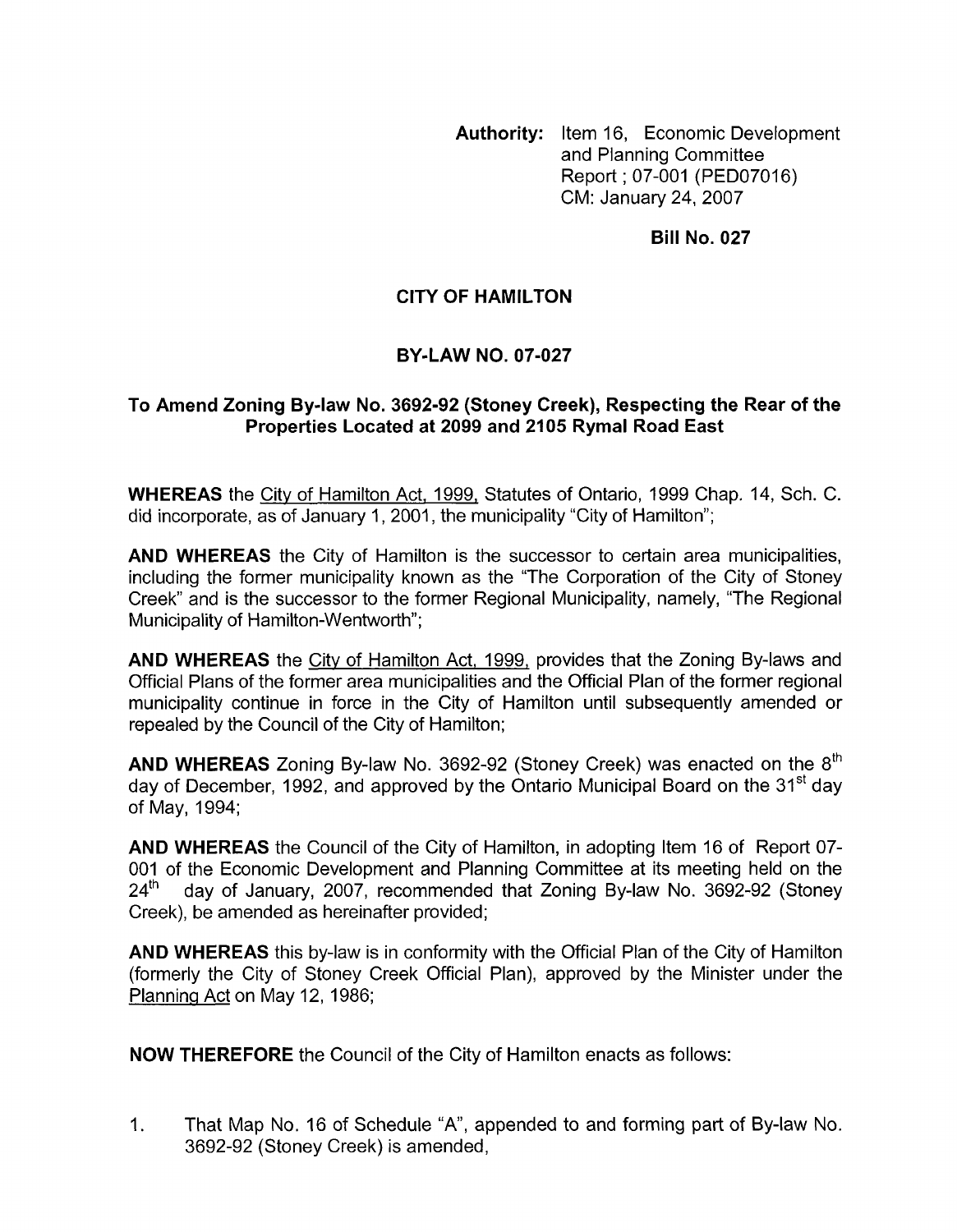**Authority:** Item 16, Economic Development and Planning Committee Report ; 07-001 (PED07016) CM: January 24, 2007

**Bill No. 027**

## CITY OF HAMILTON

## BY-LAW NO. 07-027

### To Amend Zoning By-law No. 3692-92 (Stoney Creek), Respecting the Rear of the Properties Located at 2099 and 2105 Rymal Road East

**WHEREAS** the City of Hamilton Act, 1999, Statutes of Ontario, 1999 Chap. 14, Sch. C. did incorporate, as of January 1, 2001, the municipality "City of Hamilton";

**AND WHEREAS** the City of Hamilton is the successor to certain area municipalities, including the former municipality known as the "The Corporation of the City of Stoney Creek" and is the successor to the former Regional Municipality, namely, "The Regional Municipality of Hamilton-Wentworth";

**AND WHEREAS** the City of Hamilton Act, 1999, provides that the Zoning By-laws and Official Plans of the former area municipalities and the Official Plan of the former regional municipality continue in force in the City of Hamilton until subsequently amended or repealed by the Council of the City of Hamilton;

**AND WHEREAS** Zoning By-law No. 3692-92 (Stoney Creek) was enacted on the 8th day of December, 1992, and approved by the Ontario Municipal Board on the 31st day of May, 1994;

**AND WHEREAS** the Council of the City of Hamilton, in adopting Item 16 of Report 07-001 of the Economic Development and Planning Committee at its meeting held on the 24th day of January, 2007, recommended that Zoning By-law No. 3692-92 (Stoney Creek), be amended as hereinafter provided;

**AND WHEREAS** this by-law is in conformity with the Official Plan of the City of Hamilton (formerly the City of Stoney Creek Official Plan), approved by the Minister under the Planning Act on May 12, 1986;

**NOW THEREFORE** the Council of the City of Hamilton enacts as follows:

1. That Map No. 16 of Schedule "A", appended to and forming part of By-law No. 3692-92 (Stoney Creek) is amended,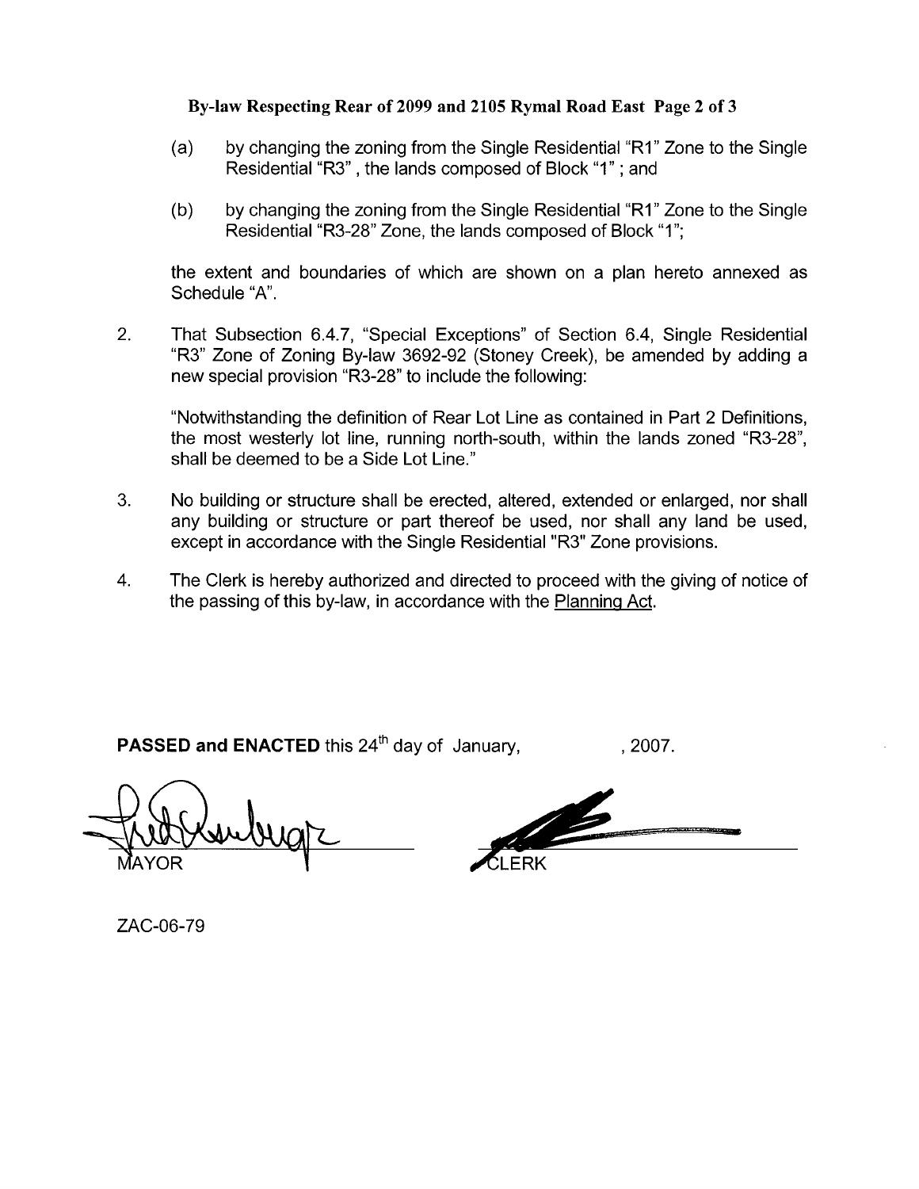(a) by changing the zoning from the Single Residential "R1" Zone to the Single Residential "R3" , the lands composed of Block "1" ; and

(b) by changing the zoning from the Single Residential "R1" Zone to the Single Residential "R3-28" Zone, the lands composed of Block "1";

the extent and boundaries of which are shown on a plan hereto annexed as Schedule "A".

2. That Subsection 6.4.7, "Special Exceptions" of Section 6.4, Single Residential "R3" Zone of Zoning By-law 3692-92 (Stoney Creek), be amended by adding a new special provision "R3-28" to include the following:

   "Notwithstanding the definition of Rear Lot Line as contained in Part 2 Definitions, the most westerly lot line, running north-south, within the lands zoned "R3-28", shall be deemed to be a Side Lot Line."

3. No building or structure shall be erected, altered, extended or enlarged, nor shall any building or structure or part thereof be used, nor shall any land be used, except in accordance with the Single Residential "R3" Zone provisions.

4. The Clerk is hereby authorized and directed to proceed with the giving of notice of the passing of this by-law, in accordance with the Planning Act.

**PASSED and ENACTED** this 24th day of January, , 2007.

MAYOR

CLERK

ZAC-06-79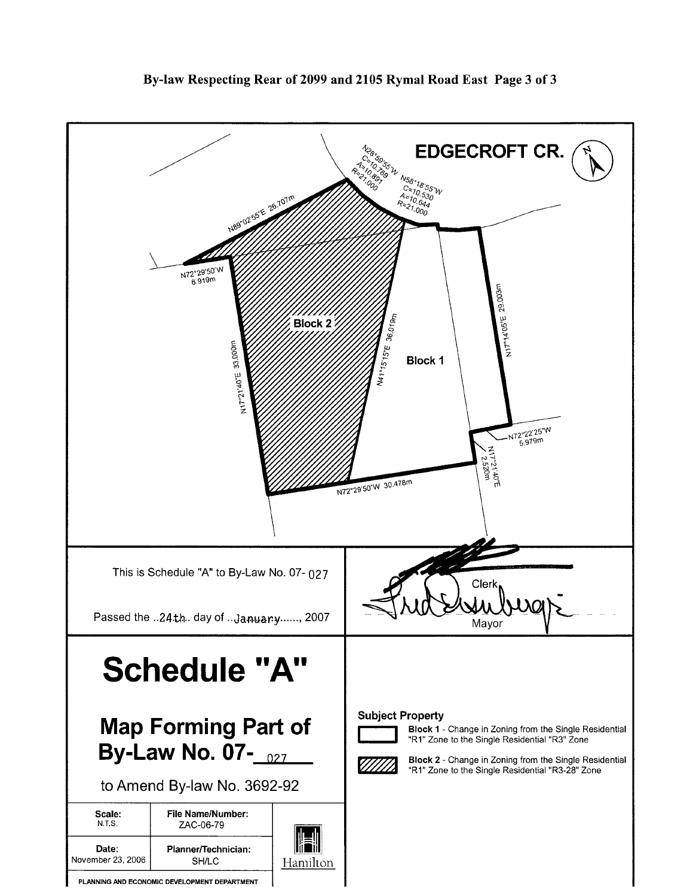# By-law Respecting Rear of 2099 and 2105 Rymal Road East Page 3 of 3

EDGECROFT CR.

N28°59'55"W
C=10.769
A=10.891
R=21.000

N58°18'55"W
C=10.530
A=10.644
R=21.000

N89°02'55"E 26.707m

N72°29'50"W
6.919m

N17°21'40"E 33.000m

Block 2

N41°15'15"E 36.019m

Block 1

N17°14'05"E 29.003m

N72°22'25"W
5.979m

N17°21'40"E
2.520m

N72°29'50"W 30.478m

This is Schedule "A" to By-Law No. 07- 027

Passed the ..24th.. day of ..January......, 2007

Clerk

Mayor

# Schedule "A"

## Map Forming Part of By-Law No. 07- 027

to Amend By-law No. 3692-92

**Subject Property**

Block 1 - Change in Zoning from the Single Residential "R1" Zone to the Single Residential "R3" Zone

Block 2 - Change in Zoning from the Single Residential "R1" Zone to the Single Residential "R3-28" Zone

| Scale: | File Name/Number: | |
|---|---|---|
| N.T.S. | ZAC-06-79 | Hamilton |
| **Date:** November 23, 2006 | **Planner/Technician:** SH/LC | |

PLANNING AND ECONOMIC DEVELOPMENT DEPARTMENT